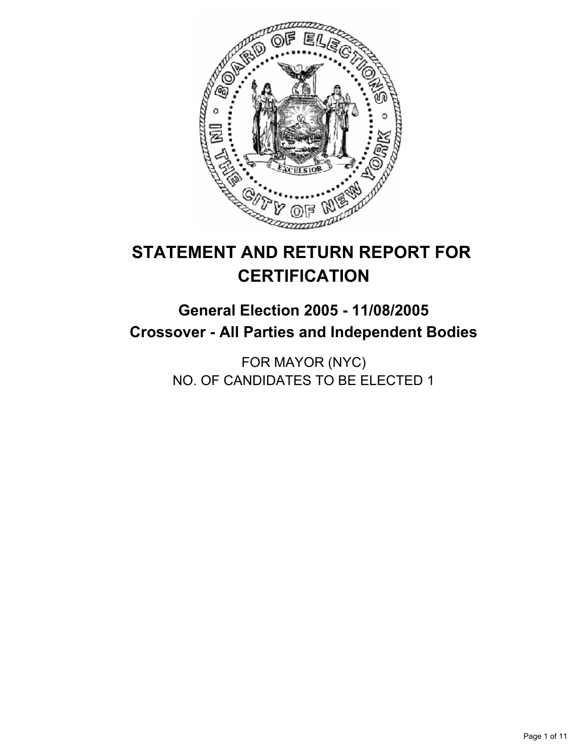# STATEMENT AND RETURN REPORT FOR CERTIFICATION

## General Election 2005 - 11/08/2005
## Crossover - All Parties and Independent Bodies

FOR MAYOR (NYC)
NO. OF CANDIDATES TO BE ELECTED 1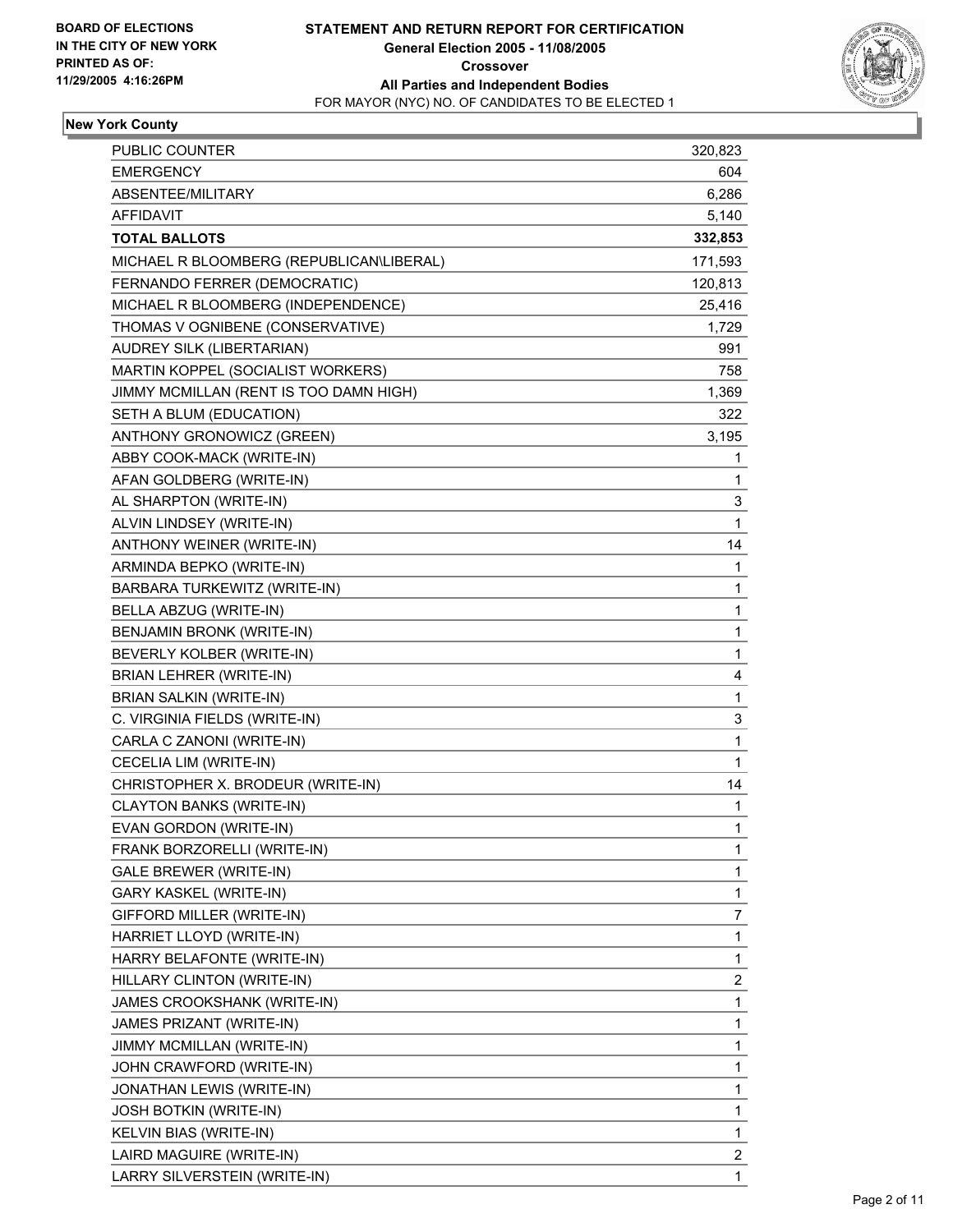**BOARD OF ELECTIONS IN THE CITY OF NEW YORK PRINTED AS OF: 11/29/2005 4:16:26PM**

# STATEMENT AND RETURN REPORT FOR CERTIFICATION
## General Election 2005 - 11/08/2005
## Crossover
## All Parties and Independent Bodies
FOR MAYOR (NYC) NO. OF CANDIDATES TO BE ELECTED 1

### New York County

| | |
|---|---|
| PUBLIC COUNTER | 320,823 |
| EMERGENCY | 604 |
| ABSENTEE/MILITARY | 6,286 |
| AFFIDAVIT | 5,140 |
| **TOTAL BALLOTS** | **332,853** |
| MICHAEL R BLOOMBERG (REPUBLICAN\LIBERAL) | 171,593 |
| FERNANDO FERRER (DEMOCRATIC) | 120,813 |
| MICHAEL R BLOOMBERG (INDEPENDENCE) | 25,416 |
| THOMAS V OGNIBENE (CONSERVATIVE) | 1,729 |
| AUDREY SILK (LIBERTARIAN) | 991 |
| MARTIN KOPPEL (SOCIALIST WORKERS) | 758 |
| JIMMY MCMILLAN (RENT IS TOO DAMN HIGH) | 1,369 |
| SETH A BLUM (EDUCATION) | 322 |
| ANTHONY GRONOWICZ (GREEN) | 3,195 |
| ABBY COOK-MACK (WRITE-IN) | 1 |
| AFAN GOLDBERG (WRITE-IN) | 1 |
| AL SHARPTON (WRITE-IN) | 3 |
| ALVIN LINDSEY (WRITE-IN) | 1 |
| ANTHONY WEINER (WRITE-IN) | 14 |
| ARMINDA BEPKO (WRITE-IN) | 1 |
| BARBARA TURKEWITZ (WRITE-IN) | 1 |
| BELLA ABZUG (WRITE-IN) | 1 |
| BENJAMIN BRONK (WRITE-IN) | 1 |
| BEVERLY KOLBER (WRITE-IN) | 1 |
| BRIAN LEHRER (WRITE-IN) | 4 |
| BRIAN SALKIN (WRITE-IN) | 1 |
| C. VIRGINIA FIELDS (WRITE-IN) | 3 |
| CARLA C ZANONI (WRITE-IN) | 1 |
| CECELIA LIM (WRITE-IN) | 1 |
| CHRISTOPHER X. BRODEUR (WRITE-IN) | 14 |
| CLAYTON BANKS (WRITE-IN) | 1 |
| EVAN GORDON (WRITE-IN) | 1 |
| FRANK BORZORELLI (WRITE-IN) | 1 |
| GALE BREWER (WRITE-IN) | 1 |
| GARY KASKEL (WRITE-IN) | 1 |
| GIFFORD MILLER (WRITE-IN) | 7 |
| HARRIET LLOYD (WRITE-IN) | 1 |
| HARRY BELAFONTE (WRITE-IN) | 1 |
| HILLARY CLINTON (WRITE-IN) | 2 |
| JAMES CROOKSHANK (WRITE-IN) | 1 |
| JAMES PRIZANT (WRITE-IN) | 1 |
| JIMMY MCMILLAN (WRITE-IN) | 1 |
| JOHN CRAWFORD (WRITE-IN) | 1 |
| JONATHAN LEWIS (WRITE-IN) | 1 |
| JOSH BOTKIN (WRITE-IN) | 1 |
| KELVIN BIAS (WRITE-IN) | 1 |
| LAIRD MAGUIRE (WRITE-IN) | 2 |
| LARRY SILVERSTEIN (WRITE-IN) | 1 |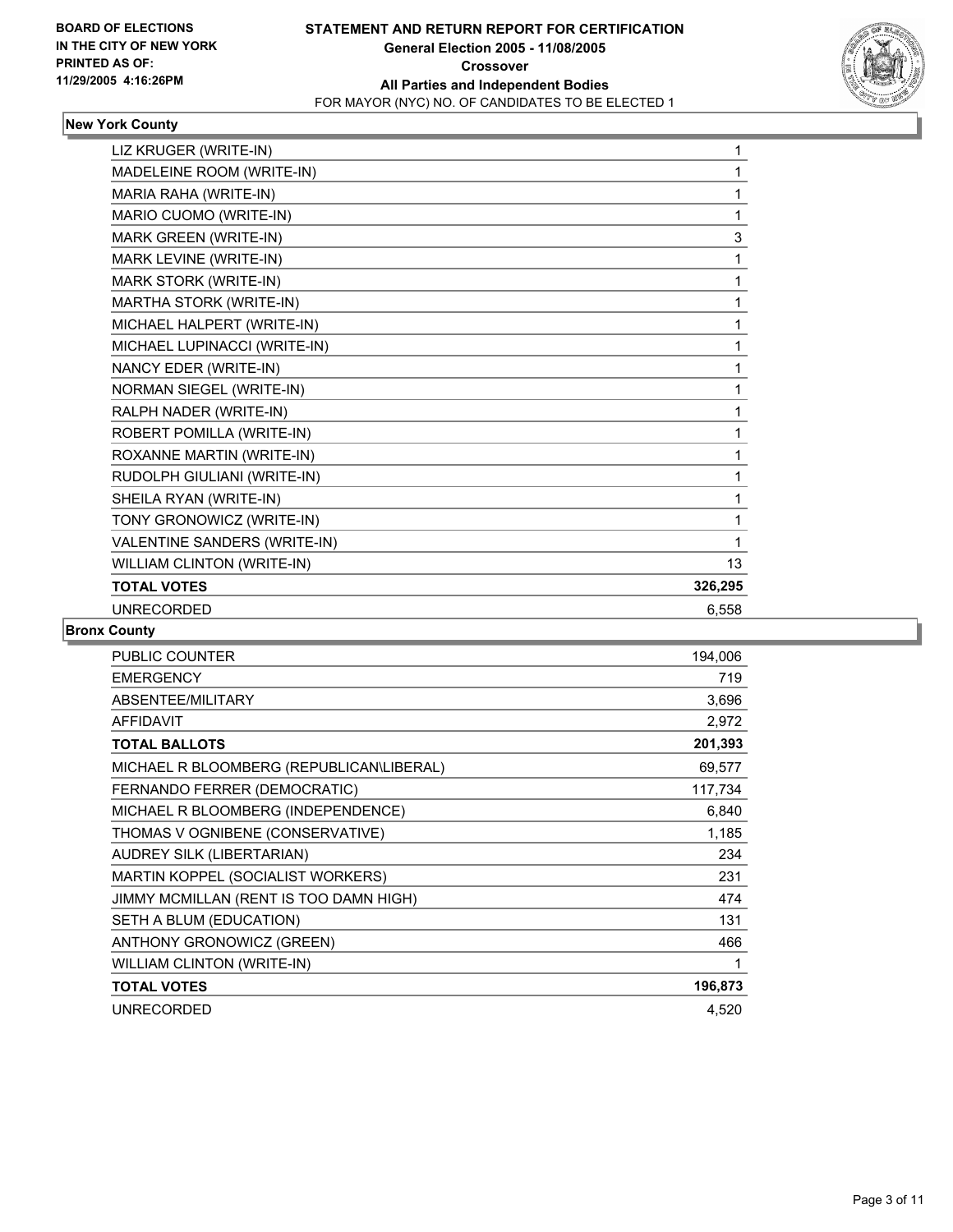**BOARD OF ELECTIONS IN THE CITY OF NEW YORK PRINTED AS OF: 11/29/2005 4:16:26PM**

# STATEMENT AND RETURN REPORT FOR CERTIFICATION
## General Election 2005 - 11/08/2005
## Crossover
## All Parties and Independent Bodies
FOR MAYOR (NYC) NO. OF CANDIDATES TO BE ELECTED 1

### New York County

| | |
|---|---|
| LIZ KRUGER (WRITE-IN) | 1 |
| MADELEINE ROOM (WRITE-IN) | 1 |
| MARIA RAHA (WRITE-IN) | 1 |
| MARIO CUOMO (WRITE-IN) | 1 |
| MARK GREEN (WRITE-IN) | 3 |
| MARK LEVINE (WRITE-IN) | 1 |
| MARK STORK (WRITE-IN) | 1 |
| MARTHA STORK (WRITE-IN) | 1 |
| MICHAEL HALPERT (WRITE-IN) | 1 |
| MICHAEL LUPINACCI (WRITE-IN) | 1 |
| NANCY EDER (WRITE-IN) | 1 |
| NORMAN SIEGEL (WRITE-IN) | 1 |
| RALPH NADER (WRITE-IN) | 1 |
| ROBERT POMILLA (WRITE-IN) | 1 |
| ROXANNE MARTIN (WRITE-IN) | 1 |
| RUDOLPH GIULIANI (WRITE-IN) | 1 |
| SHEILA RYAN (WRITE-IN) | 1 |
| TONY GRONOWICZ (WRITE-IN) | 1 |
| VALENTINE SANDERS (WRITE-IN) | 1 |
| WILLIAM CLINTON (WRITE-IN) | 13 |
| **TOTAL VOTES** | **326,295** |
| UNRECORDED | 6,558 |

### Bronx County

| | |
|---|---|
| PUBLIC COUNTER | 194,006 |
| EMERGENCY | 719 |
| ABSENTEE/MILITARY | 3,696 |
| AFFIDAVIT | 2,972 |
| **TOTAL BALLOTS** | **201,393** |
| MICHAEL R BLOOMBERG (REPUBLICAN\LIBERAL) | 69,577 |
| FERNANDO FERRER (DEMOCRATIC) | 117,734 |
| MICHAEL R BLOOMBERG (INDEPENDENCE) | 6,840 |
| THOMAS V OGNIBENE (CONSERVATIVE) | 1,185 |
| AUDREY SILK (LIBERTARIAN) | 234 |
| MARTIN KOPPEL (SOCIALIST WORKERS) | 231 |
| JIMMY MCMILLAN (RENT IS TOO DAMN HIGH) | 474 |
| SETH A BLUM (EDUCATION) | 131 |
| ANTHONY GRONOWICZ (GREEN) | 466 |
| WILLIAM CLINTON (WRITE-IN) | 1 |
| **TOTAL VOTES** | **196,873** |
| UNRECORDED | 4,520 |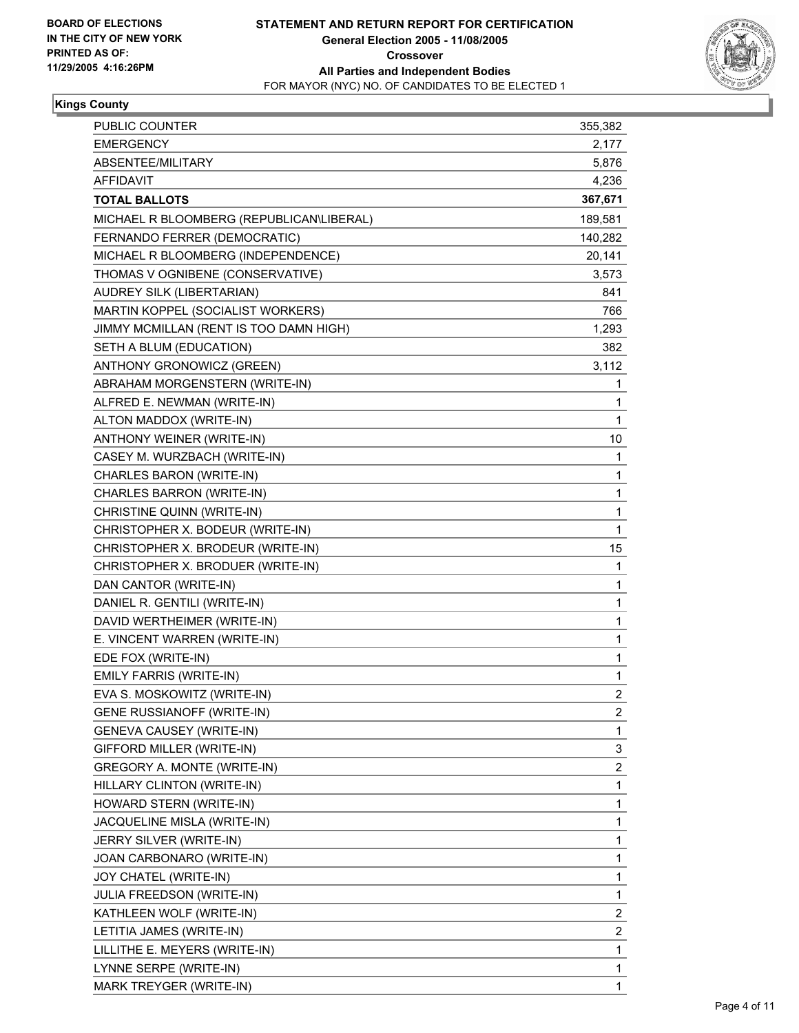**BOARD OF ELECTIONS IN THE CITY OF NEW YORK**
**PRINTED AS OF: 11/29/2005 4:16:26PM**

# STATEMENT AND RETURN REPORT FOR CERTIFICATION
## General Election 2005 - 11/08/2005
## Crossover
## All Parties and Independent Bodies
FOR MAYOR (NYC) NO. OF CANDIDATES TO BE ELECTED 1

### Kings County

| | |
|---|---:|
| PUBLIC COUNTER | 355,382 |
| EMERGENCY | 2,177 |
| ABSENTEE/MILITARY | 5,876 |
| AFFIDAVIT | 4,236 |
| **TOTAL BALLOTS** | **367,671** |
| MICHAEL R BLOOMBERG (REPUBLICAN\LIBERAL) | 189,581 |
| FERNANDO FERRER (DEMOCRATIC) | 140,282 |
| MICHAEL R BLOOMBERG (INDEPENDENCE) | 20,141 |
| THOMAS V OGNIBENE (CONSERVATIVE) | 3,573 |
| AUDREY SILK (LIBERTARIAN) | 841 |
| MARTIN KOPPEL (SOCIALIST WORKERS) | 766 |
| JIMMY MCMILLAN (RENT IS TOO DAMN HIGH) | 1,293 |
| SETH A BLUM (EDUCATION) | 382 |
| ANTHONY GRONOWICZ (GREEN) | 3,112 |
| ABRAHAM MORGENSTERN (WRITE-IN) | 1 |
| ALFRED E. NEWMAN (WRITE-IN) | 1 |
| ALTON MADDOX (WRITE-IN) | 1 |
| ANTHONY WEINER (WRITE-IN) | 10 |
| CASEY M. WURZBACH (WRITE-IN) | 1 |
| CHARLES BARON (WRITE-IN) | 1 |
| CHARLES BARRON (WRITE-IN) | 1 |
| CHRISTINE QUINN (WRITE-IN) | 1 |
| CHRISTOPHER X. BODEUR (WRITE-IN) | 1 |
| CHRISTOPHER X. BRODEUR (WRITE-IN) | 15 |
| CHRISTOPHER X. BRODUER (WRITE-IN) | 1 |
| DAN CANTOR (WRITE-IN) | 1 |
| DANIEL R. GENTILI (WRITE-IN) | 1 |
| DAVID WERTHEIMER (WRITE-IN) | 1 |
| E. VINCENT WARREN (WRITE-IN) | 1 |
| EDE FOX (WRITE-IN) | 1 |
| EMILY FARRIS (WRITE-IN) | 1 |
| EVA S. MOSKOWITZ (WRITE-IN) | 2 |
| GENE RUSSIANOFF (WRITE-IN) | 2 |
| GENEVA CAUSEY (WRITE-IN) | 1 |
| GIFFORD MILLER (WRITE-IN) | 3 |
| GREGORY A. MONTE (WRITE-IN) | 2 |
| HILLARY CLINTON (WRITE-IN) | 1 |
| HOWARD STERN (WRITE-IN) | 1 |
| JACQUELINE MISLA (WRITE-IN) | 1 |
| JERRY SILVER (WRITE-IN) | 1 |
| JOAN CARBONARO (WRITE-IN) | 1 |
| JOY CHATEL (WRITE-IN) | 1 |
| JULIA FREEDSON (WRITE-IN) | 1 |
| KATHLEEN WOLF (WRITE-IN) | 2 |
| LETITIA JAMES (WRITE-IN) | 2 |
| LILLITHE E. MEYERS (WRITE-IN) | 1 |
| LYNNE SERPE (WRITE-IN) | 1 |
| MARK TREYGER (WRITE-IN) | 1 |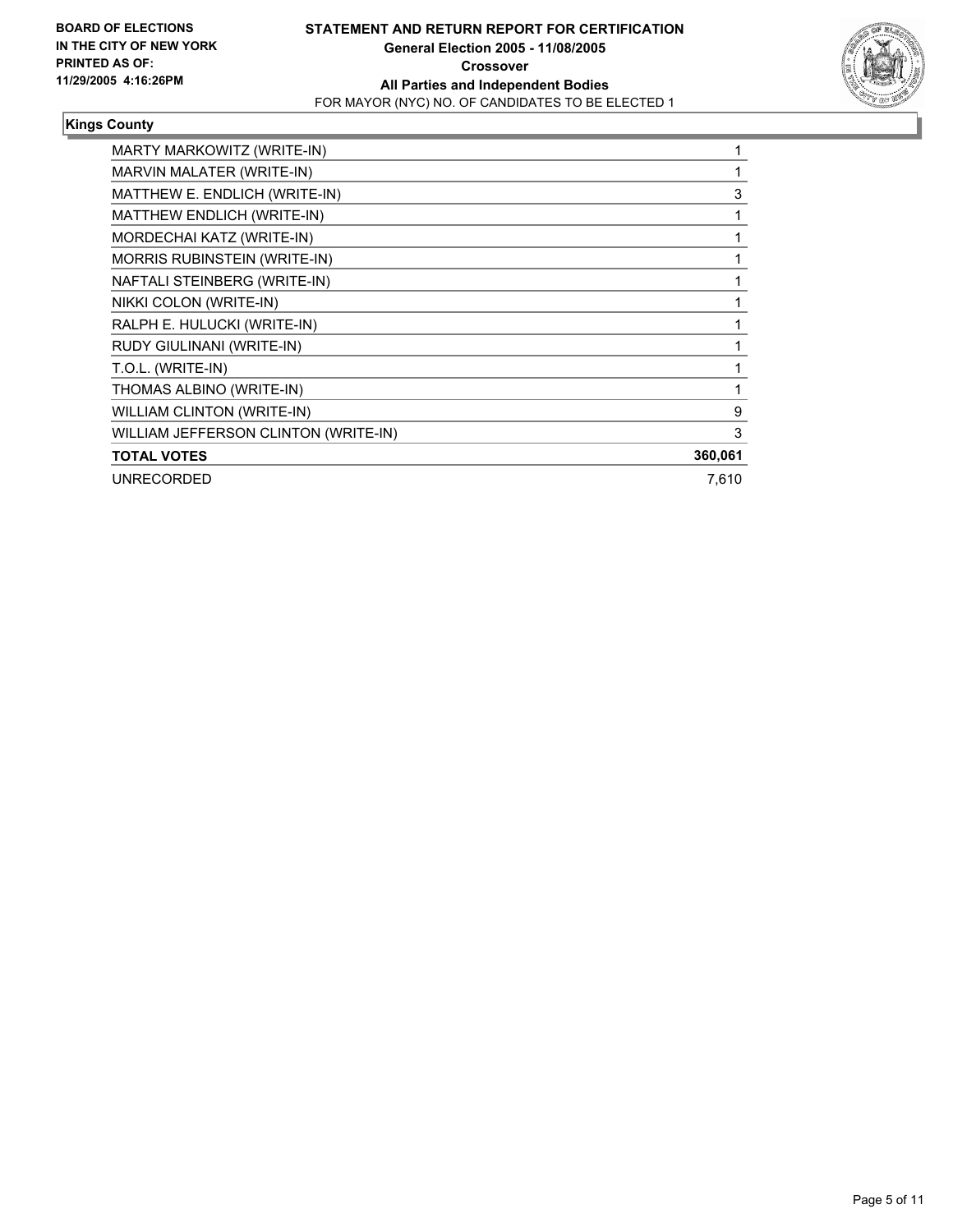**Kings County**

| Candidate | Votes |
|---|---|
| MARTY MARKOWITZ (WRITE-IN) | 1 |
| MARVIN MALATER (WRITE-IN) | 1 |
| MATTHEW E. ENDLICH (WRITE-IN) | 3 |
| MATTHEW ENDLICH (WRITE-IN) | 1 |
| MORDECHAI KATZ (WRITE-IN) | 1 |
| MORRIS RUBINSTEIN (WRITE-IN) | 1 |
| NAFTALI STEINBERG (WRITE-IN) | 1 |
| NIKKI COLON (WRITE-IN) | 1 |
| RALPH E. HULUCKI (WRITE-IN) | 1 |
| RUDY GIULINANI (WRITE-IN) | 1 |
| T.O.L. (WRITE-IN) | 1 |
| THOMAS ALBINO (WRITE-IN) | 1 |
| WILLIAM CLINTON (WRITE-IN) | 9 |
| WILLIAM JEFFERSON CLINTON (WRITE-IN) | 3 |
| **TOTAL VOTES** | **360,061** |
| UNRECORDED | 7,610 |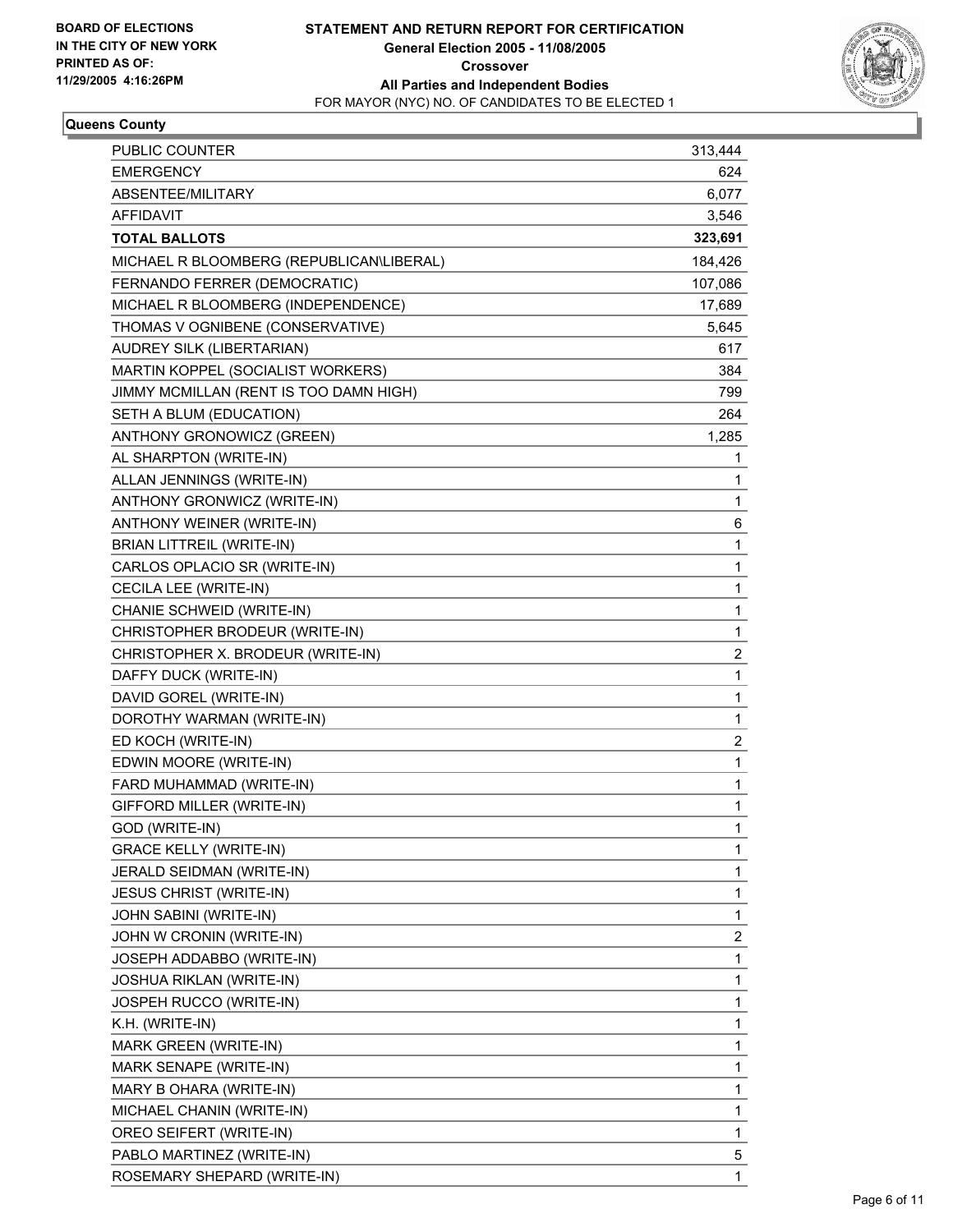**BOARD OF ELECTIONS IN THE CITY OF NEW YORK PRINTED AS OF: 11/29/2005 4:16:26PM**

# STATEMENT AND RETURN REPORT FOR CERTIFICATION
## General Election 2005 - 11/08/2005
## Crossover
## All Parties and Independent Bodies
FOR MAYOR (NYC) NO. OF CANDIDATES TO BE ELECTED 1

**Queens County**

| | |
|---|---|
| PUBLIC COUNTER | 313,444 |
| EMERGENCY | 624 |
| ABSENTEE/MILITARY | 6,077 |
| AFFIDAVIT | 3,546 |
| **TOTAL BALLOTS** | **323,691** |
| MICHAEL R BLOOMBERG (REPUBLICAN\LIBERAL) | 184,426 |
| FERNANDO FERRER (DEMOCRATIC) | 107,086 |
| MICHAEL R BLOOMBERG (INDEPENDENCE) | 17,689 |
| THOMAS V OGNIBENE (CONSERVATIVE) | 5,645 |
| AUDREY SILK (LIBERTARIAN) | 617 |
| MARTIN KOPPEL (SOCIALIST WORKERS) | 384 |
| JIMMY MCMILLAN (RENT IS TOO DAMN HIGH) | 799 |
| SETH A BLUM (EDUCATION) | 264 |
| ANTHONY GRONOWICZ (GREEN) | 1,285 |
| AL SHARPTON (WRITE-IN) | 1 |
| ALLAN JENNINGS (WRITE-IN) | 1 |
| ANTHONY GRONWICZ (WRITE-IN) | 1 |
| ANTHONY WEINER (WRITE-IN) | 6 |
| BRIAN LITTREIL (WRITE-IN) | 1 |
| CARLOS OPLACIO SR (WRITE-IN) | 1 |
| CECILA LEE (WRITE-IN) | 1 |
| CHANIE SCHWEID (WRITE-IN) | 1 |
| CHRISTOPHER BRODEUR (WRITE-IN) | 1 |
| CHRISTOPHER X. BRODEUR (WRITE-IN) | 2 |
| DAFFY DUCK (WRITE-IN) | 1 |
| DAVID GOREL (WRITE-IN) | 1 |
| DOROTHY WARMAN (WRITE-IN) | 1 |
| ED KOCH (WRITE-IN) | 2 |
| EDWIN MOORE (WRITE-IN) | 1 |
| FARD MUHAMMAD (WRITE-IN) | 1 |
| GIFFORD MILLER (WRITE-IN) | 1 |
| GOD (WRITE-IN) | 1 |
| GRACE KELLY (WRITE-IN) | 1 |
| JERALD SEIDMAN (WRITE-IN) | 1 |
| JESUS CHRIST (WRITE-IN) | 1 |
| JOHN SABINI (WRITE-IN) | 1 |
| JOHN W CRONIN (WRITE-IN) | 2 |
| JOSEPH ADDABBO (WRITE-IN) | 1 |
| JOSHUA RIKLAN (WRITE-IN) | 1 |
| JOSPEH RUCCO (WRITE-IN) | 1 |
| K.H. (WRITE-IN) | 1 |
| MARK GREEN (WRITE-IN) | 1 |
| MARK SENAPE (WRITE-IN) | 1 |
| MARY B OHARA (WRITE-IN) | 1 |
| MICHAEL CHANIN (WRITE-IN) | 1 |
| OREO SEIFERT (WRITE-IN) | 1 |
| PABLO MARTINEZ (WRITE-IN) | 5 |
| ROSEMARY SHEPARD (WRITE-IN) | 1 |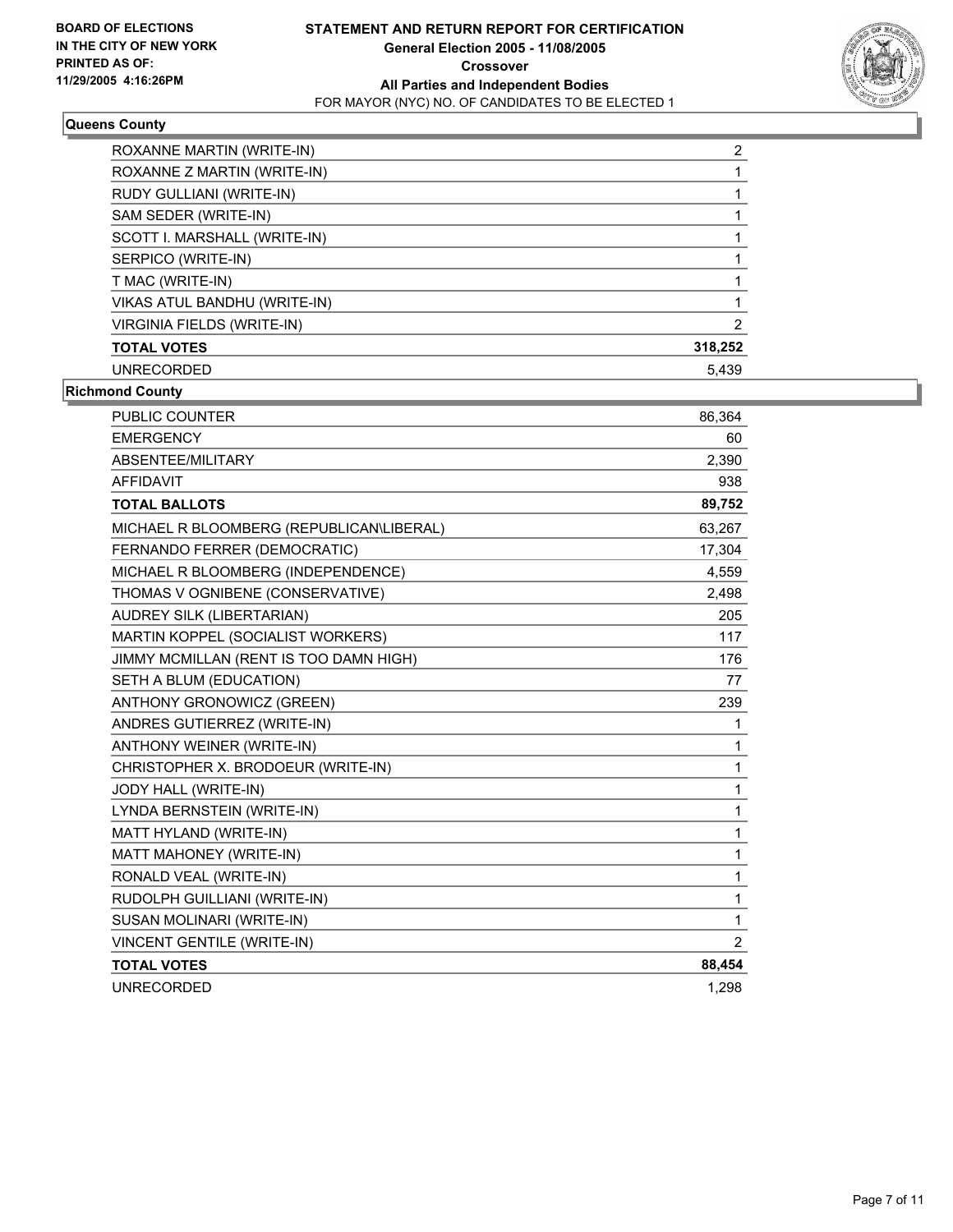**BOARD OF ELECTIONS IN THE CITY OF NEW YORK PRINTED AS OF: 11/29/2005 4:16:26PM**

# STATEMENT AND RETURN REPORT FOR CERTIFICATION
## General Election 2005 - 11/08/2005
## Crossover
## All Parties and Independent Bodies
FOR MAYOR (NYC) NO. OF CANDIDATES TO BE ELECTED 1

### Queens County

| | |
|---|---|
| ROXANNE MARTIN (WRITE-IN) | 2 |
| ROXANNE Z MARTIN (WRITE-IN) | 1 |
| RUDY GULLIANI (WRITE-IN) | 1 |
| SAM SEDER (WRITE-IN) | 1 |
| SCOTT I. MARSHALL (WRITE-IN) | 1 |
| SERPICO (WRITE-IN) | 1 |
| T MAC (WRITE-IN) | 1 |
| VIKAS ATUL BANDHU (WRITE-IN) | 1 |
| VIRGINIA FIELDS (WRITE-IN) | 2 |
| **TOTAL VOTES** | **318,252** |
| UNRECORDED | 5,439 |

### Richmond County

| | |
|---|---|
| PUBLIC COUNTER | 86,364 |
| EMERGENCY | 60 |
| ABSENTEE/MILITARY | 2,390 |
| AFFIDAVIT | 938 |
| **TOTAL BALLOTS** | **89,752** |
| MICHAEL R BLOOMBERG (REPUBLICAN\LIBERAL) | 63,267 |
| FERNANDO FERRER (DEMOCRATIC) | 17,304 |
| MICHAEL R BLOOMBERG (INDEPENDENCE) | 4,559 |
| THOMAS V OGNIBENE (CONSERVATIVE) | 2,498 |
| AUDREY SILK (LIBERTARIAN) | 205 |
| MARTIN KOPPEL (SOCIALIST WORKERS) | 117 |
| JIMMY MCMILLAN (RENT IS TOO DAMN HIGH) | 176 |
| SETH A BLUM (EDUCATION) | 77 |
| ANTHONY GRONOWICZ (GREEN) | 239 |
| ANDRES GUTIERREZ (WRITE-IN) | 1 |
| ANTHONY WEINER (WRITE-IN) | 1 |
| CHRISTOPHER X. BRODOEUR (WRITE-IN) | 1 |
| JODY HALL (WRITE-IN) | 1 |
| LYNDA BERNSTEIN (WRITE-IN) | 1 |
| MATT HYLAND (WRITE-IN) | 1 |
| MATT MAHONEY (WRITE-IN) | 1 |
| RONALD VEAL (WRITE-IN) | 1 |
| RUDOLPH GUILLIANI (WRITE-IN) | 1 |
| SUSAN MOLINARI (WRITE-IN) | 1 |
| VINCENT GENTILE (WRITE-IN) | 2 |
| **TOTAL VOTES** | **88,454** |
| UNRECORDED | 1,298 |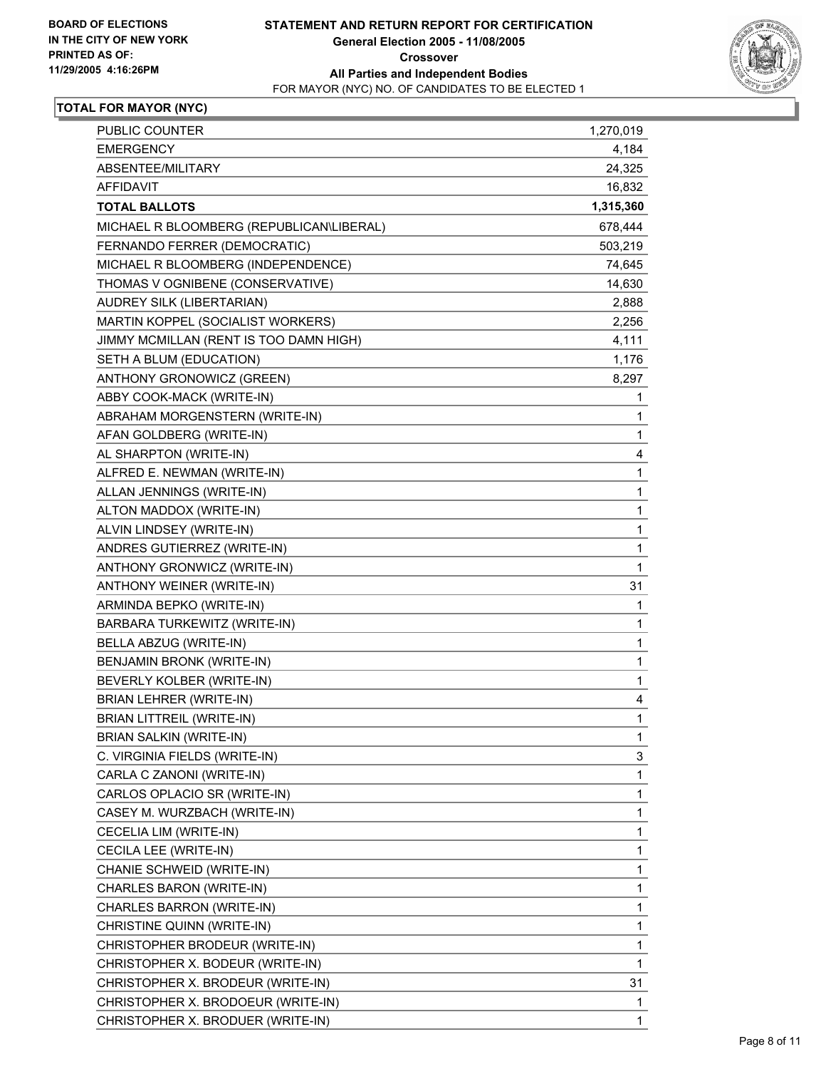**BOARD OF ELECTIONS IN THE CITY OF NEW YORK PRINTED AS OF: 11/29/2005 4:16:26PM**

**STATEMENT AND RETURN REPORT FOR CERTIFICATION**
**General Election 2005 - 11/08/2005**
**Crossover**
**All Parties and Independent Bodies**
FOR MAYOR (NYC) NO. OF CANDIDATES TO BE ELECTED 1

## TOTAL FOR MAYOR (NYC)

| | |
|---|---:|
| PUBLIC COUNTER | 1,270,019 |
| EMERGENCY | 4,184 |
| ABSENTEE/MILITARY | 24,325 |
| AFFIDAVIT | 16,832 |
| **TOTAL BALLOTS** | **1,315,360** |
| MICHAEL R BLOOMBERG (REPUBLICAN\LIBERAL) | 678,444 |
| FERNANDO FERRER (DEMOCRATIC) | 503,219 |
| MICHAEL R BLOOMBERG (INDEPENDENCE) | 74,645 |
| THOMAS V OGNIBENE (CONSERVATIVE) | 14,630 |
| AUDREY SILK (LIBERTARIAN) | 2,888 |
| MARTIN KOPPEL (SOCIALIST WORKERS) | 2,256 |
| JIMMY MCMILLAN (RENT IS TOO DAMN HIGH) | 4,111 |
| SETH A BLUM (EDUCATION) | 1,176 |
| ANTHONY GRONOWICZ (GREEN) | 8,297 |
| ABBY COOK-MACK (WRITE-IN) | 1 |
| ABRAHAM MORGENSTERN (WRITE-IN) | 1 |
| AFAN GOLDBERG (WRITE-IN) | 1 |
| AL SHARPTON (WRITE-IN) | 4 |
| ALFRED E. NEWMAN (WRITE-IN) | 1 |
| ALLAN JENNINGS (WRITE-IN) | 1 |
| ALTON MADDOX (WRITE-IN) | 1 |
| ALVIN LINDSEY (WRITE-IN) | 1 |
| ANDRES GUTIERREZ (WRITE-IN) | 1 |
| ANTHONY GRONWICZ (WRITE-IN) | 1 |
| ANTHONY WEINER (WRITE-IN) | 31 |
| ARMINDA BEPKO (WRITE-IN) | 1 |
| BARBARA TURKEWITZ (WRITE-IN) | 1 |
| BELLA ABZUG (WRITE-IN) | 1 |
| BENJAMIN BRONK (WRITE-IN) | 1 |
| BEVERLY KOLBER (WRITE-IN) | 1 |
| BRIAN LEHRER (WRITE-IN) | 4 |
| BRIAN LITTREIL (WRITE-IN) | 1 |
| BRIAN SALKIN (WRITE-IN) | 1 |
| C. VIRGINIA FIELDS (WRITE-IN) | 3 |
| CARLA C ZANONI (WRITE-IN) | 1 |
| CARLOS OPLACIO SR (WRITE-IN) | 1 |
| CASEY M. WURZBACH (WRITE-IN) | 1 |
| CECELIA LIM (WRITE-IN) | 1 |
| CECILA LEE (WRITE-IN) | 1 |
| CHANIE SCHWEID (WRITE-IN) | 1 |
| CHARLES BARON (WRITE-IN) | 1 |
| CHARLES BARRON (WRITE-IN) | 1 |
| CHRISTINE QUINN (WRITE-IN) | 1 |
| CHRISTOPHER BRODEUR (WRITE-IN) | 1 |
| CHRISTOPHER X. BODEUR (WRITE-IN) | 1 |
| CHRISTOPHER X. BRODEUR (WRITE-IN) | 31 |
| CHRISTOPHER X. BRODOEUR (WRITE-IN) | 1 |
| CHRISTOPHER X. BRODUER (WRITE-IN) | 1 |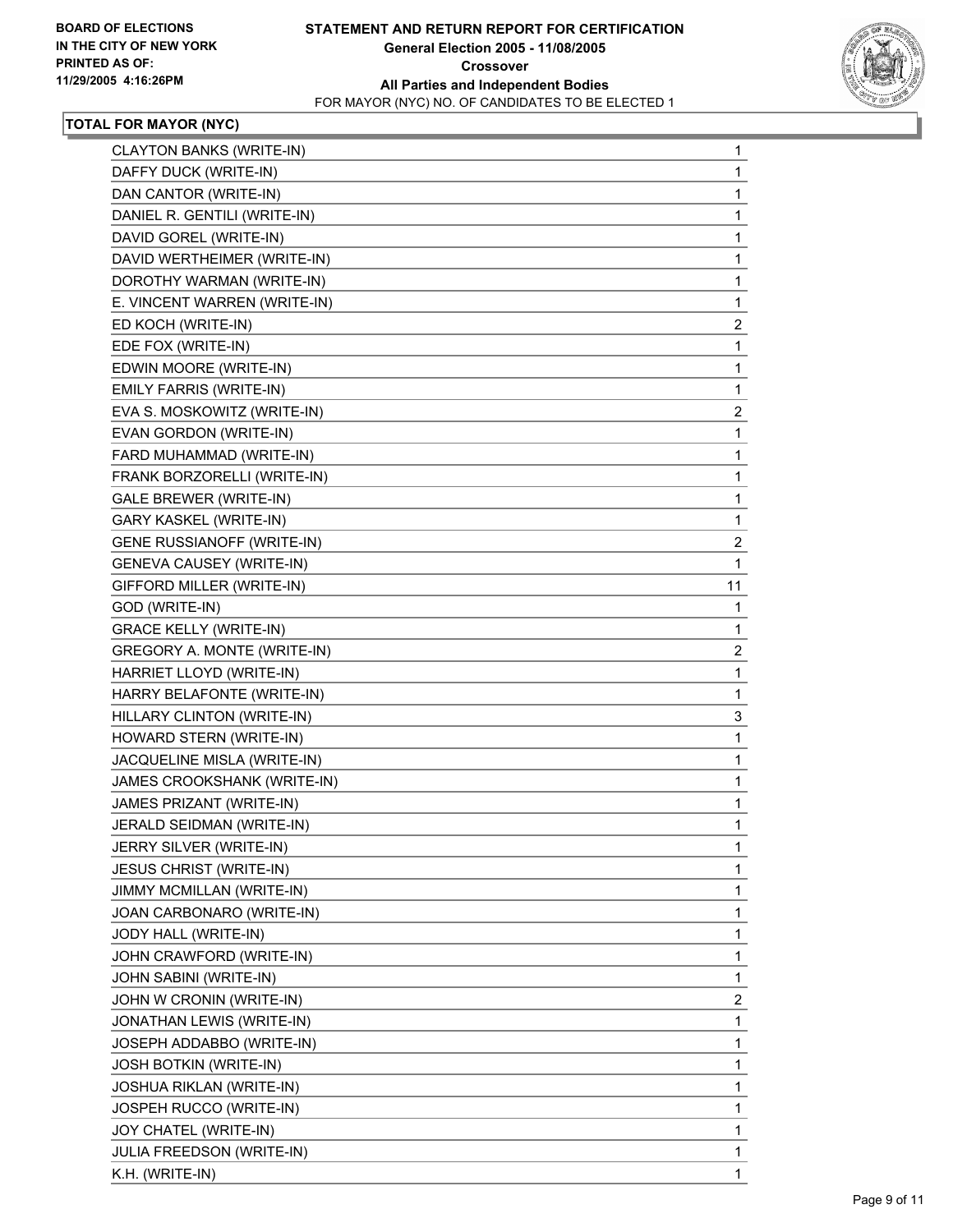**BOARD OF ELECTIONS IN THE CITY OF NEW YORK PRINTED AS OF: 11/29/2005 4:16:26PM**

# STATEMENT AND RETURN REPORT FOR CERTIFICATION
## General Election 2005 - 11/08/2005
## Crossover
## All Parties and Independent Bodies
FOR MAYOR (NYC) NO. OF CANDIDATES TO BE ELECTED 1

### TOTAL FOR MAYOR (NYC)

| Candidate | Votes |
|---|---|
| CLAYTON BANKS (WRITE-IN) | 1 |
| DAFFY DUCK (WRITE-IN) | 1 |
| DAN CANTOR (WRITE-IN) | 1 |
| DANIEL R. GENTILI (WRITE-IN) | 1 |
| DAVID GOREL (WRITE-IN) | 1 |
| DAVID WERTHEIMER (WRITE-IN) | 1 |
| DOROTHY WARMAN (WRITE-IN) | 1 |
| E. VINCENT WARREN (WRITE-IN) | 1 |
| ED KOCH (WRITE-IN) | 2 |
| EDE FOX (WRITE-IN) | 1 |
| EDWIN MOORE (WRITE-IN) | 1 |
| EMILY FARRIS (WRITE-IN) | 1 |
| EVA S. MOSKOWITZ (WRITE-IN) | 2 |
| EVAN GORDON (WRITE-IN) | 1 |
| FARD MUHAMMAD (WRITE-IN) | 1 |
| FRANK BORZORELLI (WRITE-IN) | 1 |
| GALE BREWER (WRITE-IN) | 1 |
| GARY KASKEL (WRITE-IN) | 1 |
| GENE RUSSIANOFF (WRITE-IN) | 2 |
| GENEVA CAUSEY (WRITE-IN) | 1 |
| GIFFORD MILLER (WRITE-IN) | 11 |
| GOD (WRITE-IN) | 1 |
| GRACE KELLY (WRITE-IN) | 1 |
| GREGORY A. MONTE (WRITE-IN) | 2 |
| HARRIET LLOYD (WRITE-IN) | 1 |
| HARRY BELAFONTE (WRITE-IN) | 1 |
| HILLARY CLINTON (WRITE-IN) | 3 |
| HOWARD STERN (WRITE-IN) | 1 |
| JACQUELINE MISLA (WRITE-IN) | 1 |
| JAMES CROOKSHANK (WRITE-IN) | 1 |
| JAMES PRIZANT (WRITE-IN) | 1 |
| JERALD SEIDMAN (WRITE-IN) | 1 |
| JERRY SILVER (WRITE-IN) | 1 |
| JESUS CHRIST (WRITE-IN) | 1 |
| JIMMY MCMILLAN (WRITE-IN) | 1 |
| JOAN CARBONARO (WRITE-IN) | 1 |
| JODY HALL (WRITE-IN) | 1 |
| JOHN CRAWFORD (WRITE-IN) | 1 |
| JOHN SABINI (WRITE-IN) | 1 |
| JOHN W CRONIN (WRITE-IN) | 2 |
| JONATHAN LEWIS (WRITE-IN) | 1 |
| JOSEPH ADDABBO (WRITE-IN) | 1 |
| JOSH BOTKIN (WRITE-IN) | 1 |
| JOSHUA RIKLAN (WRITE-IN) | 1 |
| JOSPEH RUCCO (WRITE-IN) | 1 |
| JOY CHATEL (WRITE-IN) | 1 |
| JULIA FREEDSON (WRITE-IN) | 1 |
| K.H. (WRITE-IN) | 1 |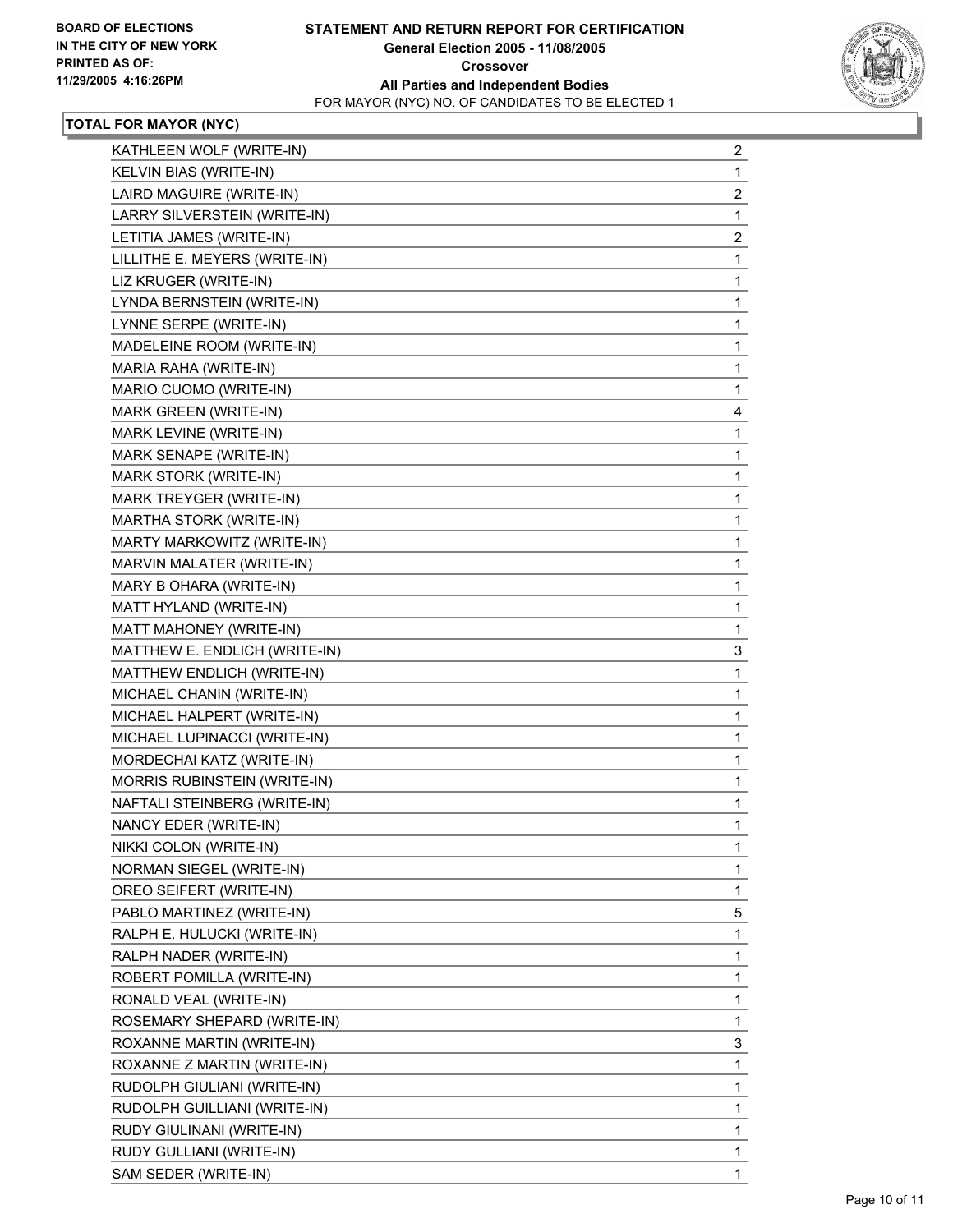**BOARD OF ELECTIONS IN THE CITY OF NEW YORK PRINTED AS OF: 11/29/2005 4:16:26PM**

# STATEMENT AND RETURN REPORT FOR CERTIFICATION
## General Election 2005 - 11/08/2005
## Crossover
## All Parties and Independent Bodies
FOR MAYOR (NYC) NO. OF CANDIDATES TO BE ELECTED 1

### TOTAL FOR MAYOR (NYC)

| | |
|---|---|
| KATHLEEN WOLF (WRITE-IN) | 2 |
| KELVIN BIAS (WRITE-IN) | 1 |
| LAIRD MAGUIRE (WRITE-IN) | 2 |
| LARRY SILVERSTEIN (WRITE-IN) | 1 |
| LETITIA JAMES (WRITE-IN) | 2 |
| LILLITHE E. MEYERS (WRITE-IN) | 1 |
| LIZ KRUGER (WRITE-IN) | 1 |
| LYNDA BERNSTEIN (WRITE-IN) | 1 |
| LYNNE SERPE (WRITE-IN) | 1 |
| MADELEINE ROOM (WRITE-IN) | 1 |
| MARIA RAHA (WRITE-IN) | 1 |
| MARIO CUOMO (WRITE-IN) | 1 |
| MARK GREEN (WRITE-IN) | 4 |
| MARK LEVINE (WRITE-IN) | 1 |
| MARK SENAPE (WRITE-IN) | 1 |
| MARK STORK (WRITE-IN) | 1 |
| MARK TREYGER (WRITE-IN) | 1 |
| MARTHA STORK (WRITE-IN) | 1 |
| MARTY MARKOWITZ (WRITE-IN) | 1 |
| MARVIN MALATER (WRITE-IN) | 1 |
| MARY B OHARA (WRITE-IN) | 1 |
| MATT HYLAND (WRITE-IN) | 1 |
| MATT MAHONEY (WRITE-IN) | 1 |
| MATTHEW E. ENDLICH (WRITE-IN) | 3 |
| MATTHEW ENDLICH (WRITE-IN) | 1 |
| MICHAEL CHANIN (WRITE-IN) | 1 |
| MICHAEL HALPERT (WRITE-IN) | 1 |
| MICHAEL LUPINACCI (WRITE-IN) | 1 |
| MORDECHAI KATZ (WRITE-IN) | 1 |
| MORRIS RUBINSTEIN (WRITE-IN) | 1 |
| NAFTALI STEINBERG (WRITE-IN) | 1 |
| NANCY EDER (WRITE-IN) | 1 |
| NIKKI COLON (WRITE-IN) | 1 |
| NORMAN SIEGEL (WRITE-IN) | 1 |
| OREO SEIFERT (WRITE-IN) | 1 |
| PABLO MARTINEZ (WRITE-IN) | 5 |
| RALPH E. HULUCKI (WRITE-IN) | 1 |
| RALPH NADER (WRITE-IN) | 1 |
| ROBERT POMILLA (WRITE-IN) | 1 |
| RONALD VEAL (WRITE-IN) | 1 |
| ROSEMARY SHEPARD (WRITE-IN) | 1 |
| ROXANNE MARTIN (WRITE-IN) | 3 |
| ROXANNE Z MARTIN (WRITE-IN) | 1 |
| RUDOLPH GIULIANI (WRITE-IN) | 1 |
| RUDOLPH GUILLIANI (WRITE-IN) | 1 |
| RUDY GIULINANI (WRITE-IN) | 1 |
| RUDY GULLIANI (WRITE-IN) | 1 |
| SAM SEDER (WRITE-IN) | 1 |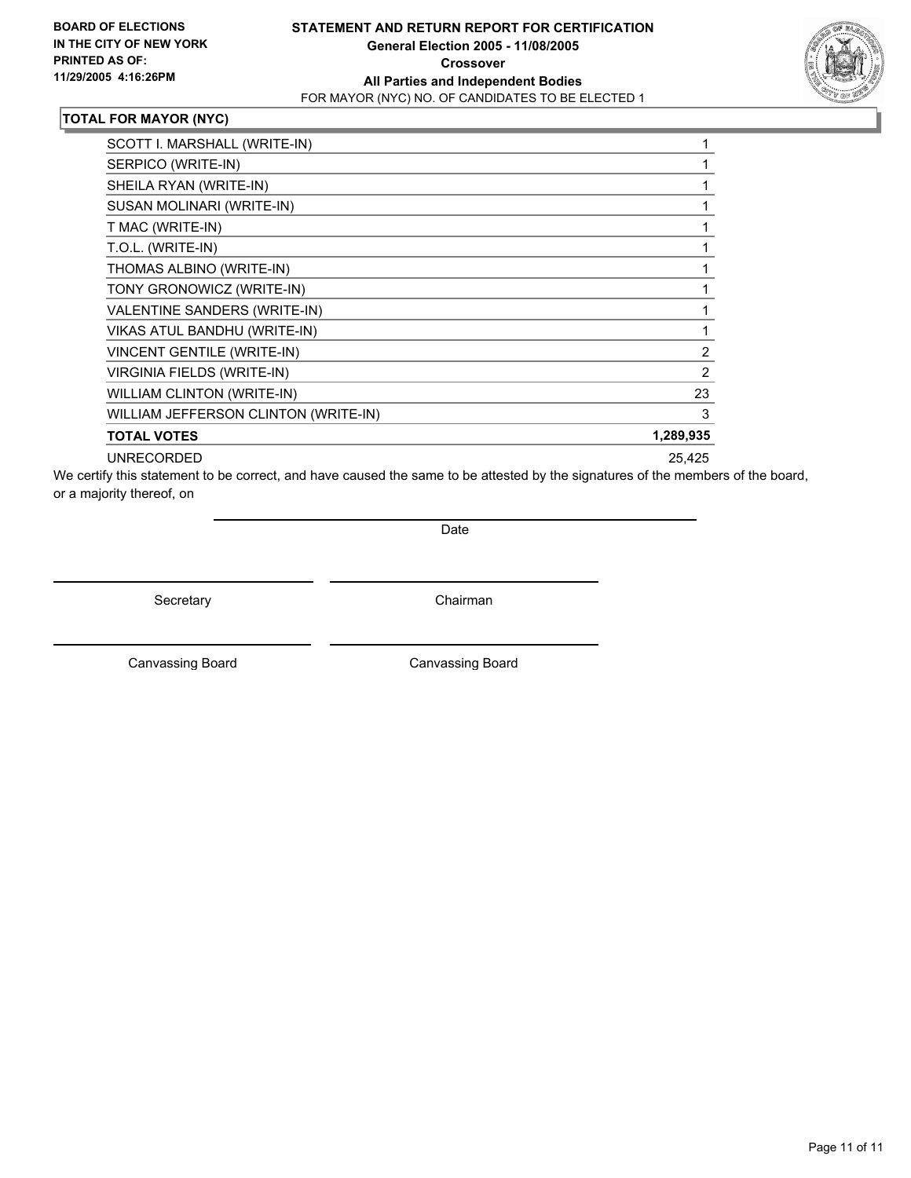**BOARD OF ELECTIONS IN THE CITY OF NEW YORK PRINTED AS OF: 11/29/2005 4:16:26PM**

**STATEMENT AND RETURN REPORT FOR CERTIFICATION**
**General Election 2005 - 11/08/2005**
**Crossover**
**All Parties and Independent Bodies**
FOR MAYOR (NYC) NO. OF CANDIDATES TO BE ELECTED 1

## TOTAL FOR MAYOR (NYC)

| | |
|---|---|
| SCOTT I. MARSHALL (WRITE-IN) | 1 |
| SERPICO (WRITE-IN) | 1 |
| SHEILA RYAN (WRITE-IN) | 1 |
| SUSAN MOLINARI (WRITE-IN) | 1 |
| T MAC (WRITE-IN) | 1 |
| T.O.L. (WRITE-IN) | 1 |
| THOMAS ALBINO (WRITE-IN) | 1 |
| TONY GRONOWICZ (WRITE-IN) | 1 |
| VALENTINE SANDERS (WRITE-IN) | 1 |
| VIKAS ATUL BANDHU (WRITE-IN) | 1 |
| VINCENT GENTILE (WRITE-IN) | 2 |
| VIRGINIA FIELDS (WRITE-IN) | 2 |
| WILLIAM CLINTON (WRITE-IN) | 23 |
| WILLIAM JEFFERSON CLINTON (WRITE-IN) | 3 |
| **TOTAL VOTES** | **1,289,935** |
| UNRECORDED | 25,425 |

We certify this statement to be correct, and have caused the same to be attested by the signatures of the members of the board, or a majority thereof, on

Date

Secretary

Chairman

Canvassing Board

Canvassing Board